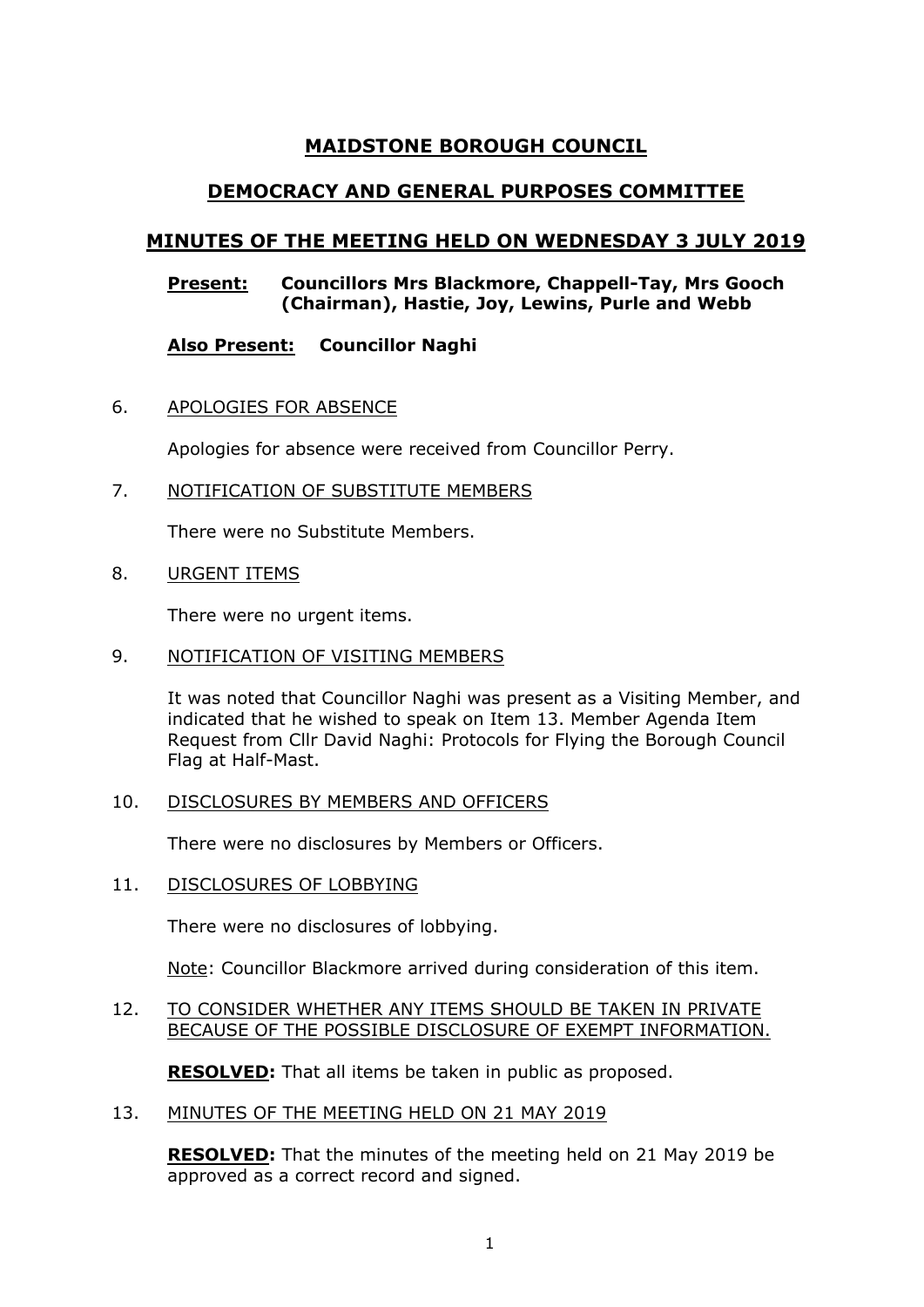# MAIDSTONE BOROUGH COUNCIL

## DEMOCRACY AND GENERAL PURPOSES COMMITTEE

## MINUTES OF THE MEETING HELD ON WEDNESDAY 3 JULY 2019

**Present:** **Councillors Mrs Blackmore, Chappell-Tay, Mrs Gooch (Chairman), Hastie, Joy, Lewins, Purle and Webb**

**Also Present:** **Councillor Naghi**

6. APOLOGIES FOR ABSENCE

   Apologies for absence were received from Councillor Perry.

7. NOTIFICATION OF SUBSTITUTE MEMBERS

   There were no Substitute Members.

8. URGENT ITEMS

   There were no urgent items.

9. NOTIFICATION OF VISITING MEMBERS

   It was noted that Councillor Naghi was present as a Visiting Member, and indicated that he wished to speak on Item 13. Member Agenda Item Request from Cllr David Naghi: Protocols for Flying the Borough Council Flag at Half-Mast.

10. DISCLOSURES BY MEMBERS AND OFFICERS

    There were no disclosures by Members or Officers.

11. DISCLOSURES OF LOBBYING

    There were no disclosures of lobbying.

    Note: Councillor Blackmore arrived during consideration of this item.

12. TO CONSIDER WHETHER ANY ITEMS SHOULD BE TAKEN IN PRIVATE BECAUSE OF THE POSSIBLE DISCLOSURE OF EXEMPT INFORMATION.

    **RESOLVED:** That all items be taken in public as proposed.

13. MINUTES OF THE MEETING HELD ON 21 MAY 2019

    **RESOLVED:** That the minutes of the meeting held on 21 May 2019 be approved as a correct record and signed.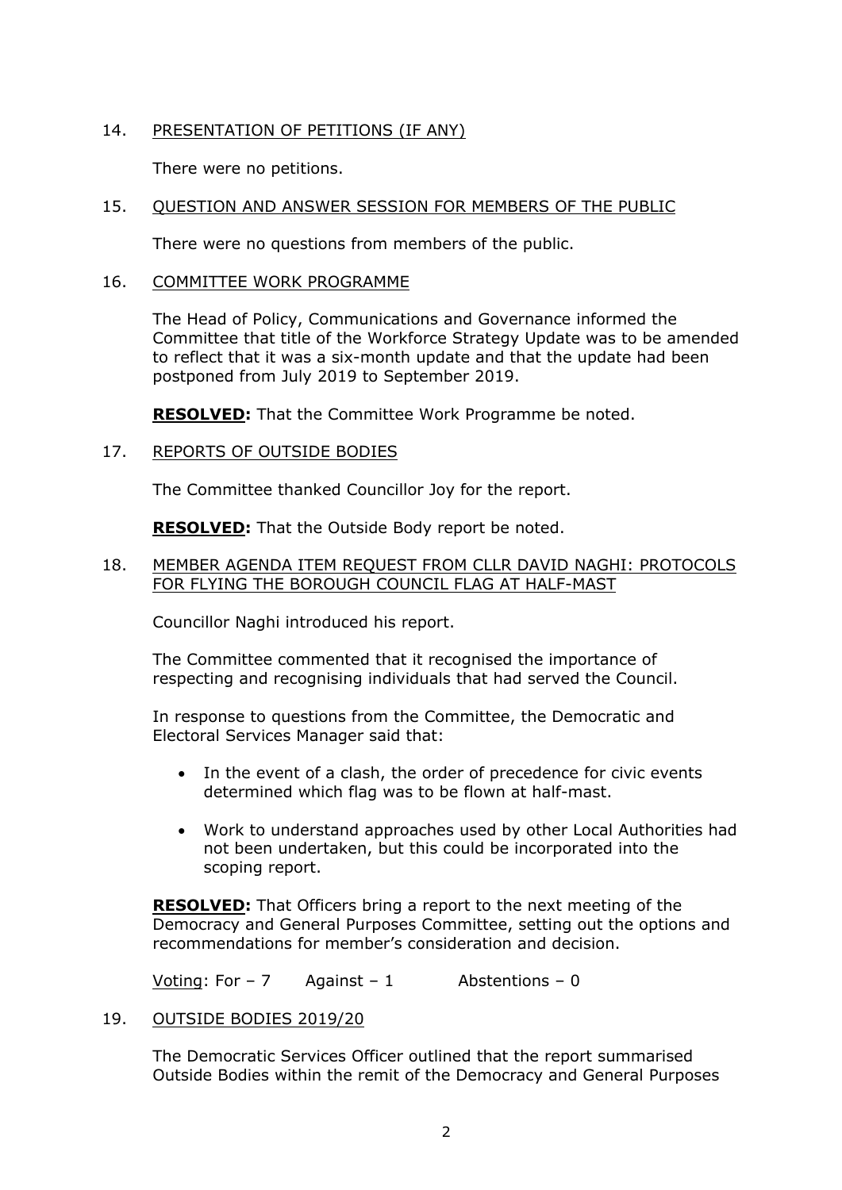14. PRESENTATION OF PETITIONS (IF ANY)

There were no petitions.

15. QUESTION AND ANSWER SESSION FOR MEMBERS OF THE PUBLIC

There were no questions from members of the public.

16. COMMITTEE WORK PROGRAMME

The Head of Policy, Communications and Governance informed the Committee that title of the Workforce Strategy Update was to be amended to reflect that it was a six-month update and that the update had been postponed from July 2019 to September 2019.

**RESOLVED:** That the Committee Work Programme be noted.

17. REPORTS OF OUTSIDE BODIES

The Committee thanked Councillor Joy for the report.

**RESOLVED:** That the Outside Body report be noted.

18. MEMBER AGENDA ITEM REQUEST FROM CLLR DAVID NAGHI: PROTOCOLS FOR FLYING THE BOROUGH COUNCIL FLAG AT HALF-MAST

Councillor Naghi introduced his report.

The Committee commented that it recognised the importance of respecting and recognising individuals that had served the Council.

In response to questions from the Committee, the Democratic and Electoral Services Manager said that:

- In the event of a clash, the order of precedence for civic events determined which flag was to be flown at half-mast.
- Work to understand approaches used by other Local Authorities had not been undertaken, but this could be incorporated into the scoping report.

**RESOLVED:** That Officers bring a report to the next meeting of the Democracy and General Purposes Committee, setting out the options and recommendations for member's consideration and decision.

Voting: For – 7 Against – 1 Abstentions – 0

19. OUTSIDE BODIES 2019/20

The Democratic Services Officer outlined that the report summarised Outside Bodies within the remit of the Democracy and General Purposes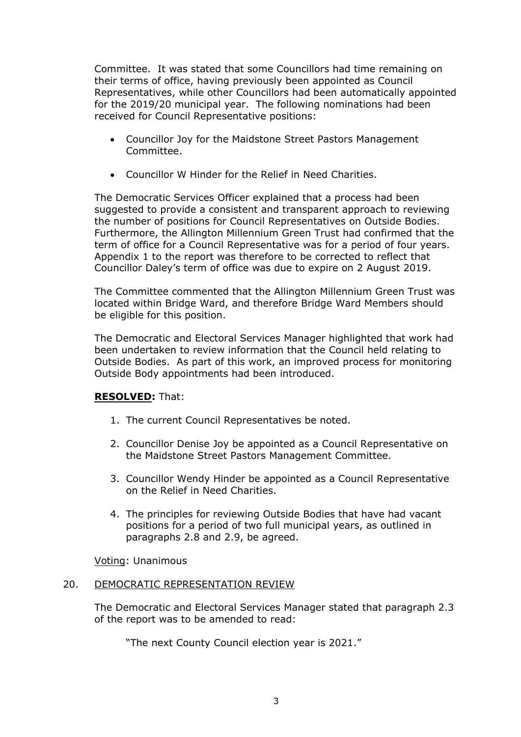Committee. It was stated that some Councillors had time remaining on their terms of office, having previously been appointed as Council Representatives, while other Councillors had been automatically appointed for the 2019/20 municipal year. The following nominations had been received for Council Representative positions:

- Councillor Joy for the Maidstone Street Pastors Management Committee.
- Councillor W Hinder for the Relief in Need Charities.

The Democratic Services Officer explained that a process had been suggested to provide a consistent and transparent approach to reviewing the number of positions for Council Representatives on Outside Bodies. Furthermore, the Allington Millennium Green Trust had confirmed that the term of office for a Council Representative was for a period of four years. Appendix 1 to the report was therefore to be corrected to reflect that Councillor Daley's term of office was due to expire on 2 August 2019.

The Committee commented that the Allington Millennium Green Trust was located within Bridge Ward, and therefore Bridge Ward Members should be eligible for this position.

The Democratic and Electoral Services Manager highlighted that work had been undertaken to review information that the Council held relating to Outside Bodies. As part of this work, an improved process for monitoring Outside Body appointments had been introduced.

**RESOLVED:** That:

1. The current Council Representatives be noted.
2. Councillor Denise Joy be appointed as a Council Representative on the Maidstone Street Pastors Management Committee.
3. Councillor Wendy Hinder be appointed as a Council Representative on the Relief in Need Charities.
4. The principles for reviewing Outside Bodies that have had vacant positions for a period of two full municipal years, as outlined in paragraphs 2.8 and 2.9, be agreed.

Voting: Unanimous

20. DEMOCRATIC REPRESENTATION REVIEW

The Democratic and Electoral Services Manager stated that paragraph 2.3 of the report was to be amended to read:

"The next County Council election year is 2021."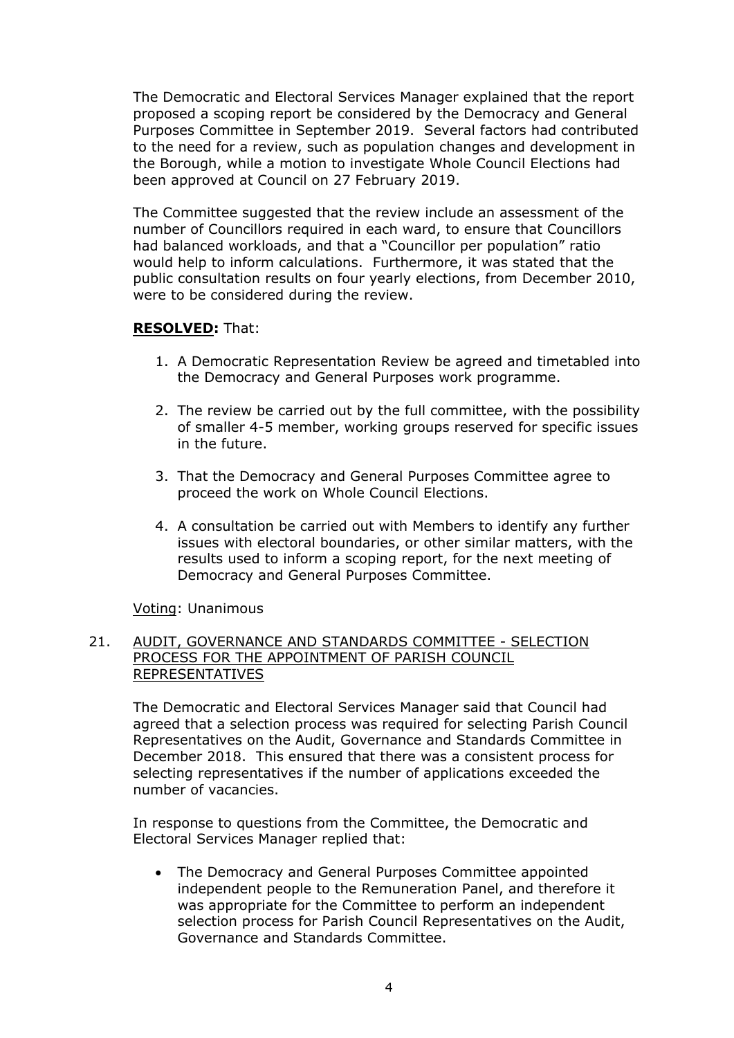The Democratic and Electoral Services Manager explained that the report proposed a scoping report be considered by the Democracy and General Purposes Committee in September 2019. Several factors had contributed to the need for a review, such as population changes and development in the Borough, while a motion to investigate Whole Council Elections had been approved at Council on 27 February 2019.

The Committee suggested that the review include an assessment of the number of Councillors required in each ward, to ensure that Councillors had balanced workloads, and that a "Councillor per population" ratio would help to inform calculations. Furthermore, it was stated that the public consultation results on four yearly elections, from December 2010, were to be considered during the review.

**RESOLVED:** That:

1. A Democratic Representation Review be agreed and timetabled into the Democracy and General Purposes work programme.

2. The review be carried out by the full committee, with the possibility of smaller 4-5 member, working groups reserved for specific issues in the future.

3. That the Democracy and General Purposes Committee agree to proceed the work on Whole Council Elections.

4. A consultation be carried out with Members to identify any further issues with electoral boundaries, or other similar matters, with the results used to inform a scoping report, for the next meeting of Democracy and General Purposes Committee.

Voting: Unanimous

21. AUDIT, GOVERNANCE AND STANDARDS COMMITTEE - SELECTION PROCESS FOR THE APPOINTMENT OF PARISH COUNCIL REPRESENTATIVES

The Democratic and Electoral Services Manager said that Council had agreed that a selection process was required for selecting Parish Council Representatives on the Audit, Governance and Standards Committee in December 2018. This ensured that there was a consistent process for selecting representatives if the number of applications exceeded the number of vacancies.

In response to questions from the Committee, the Democratic and Electoral Services Manager replied that:

- The Democracy and General Purposes Committee appointed independent people to the Remuneration Panel, and therefore it was appropriate for the Committee to perform an independent selection process for Parish Council Representatives on the Audit, Governance and Standards Committee.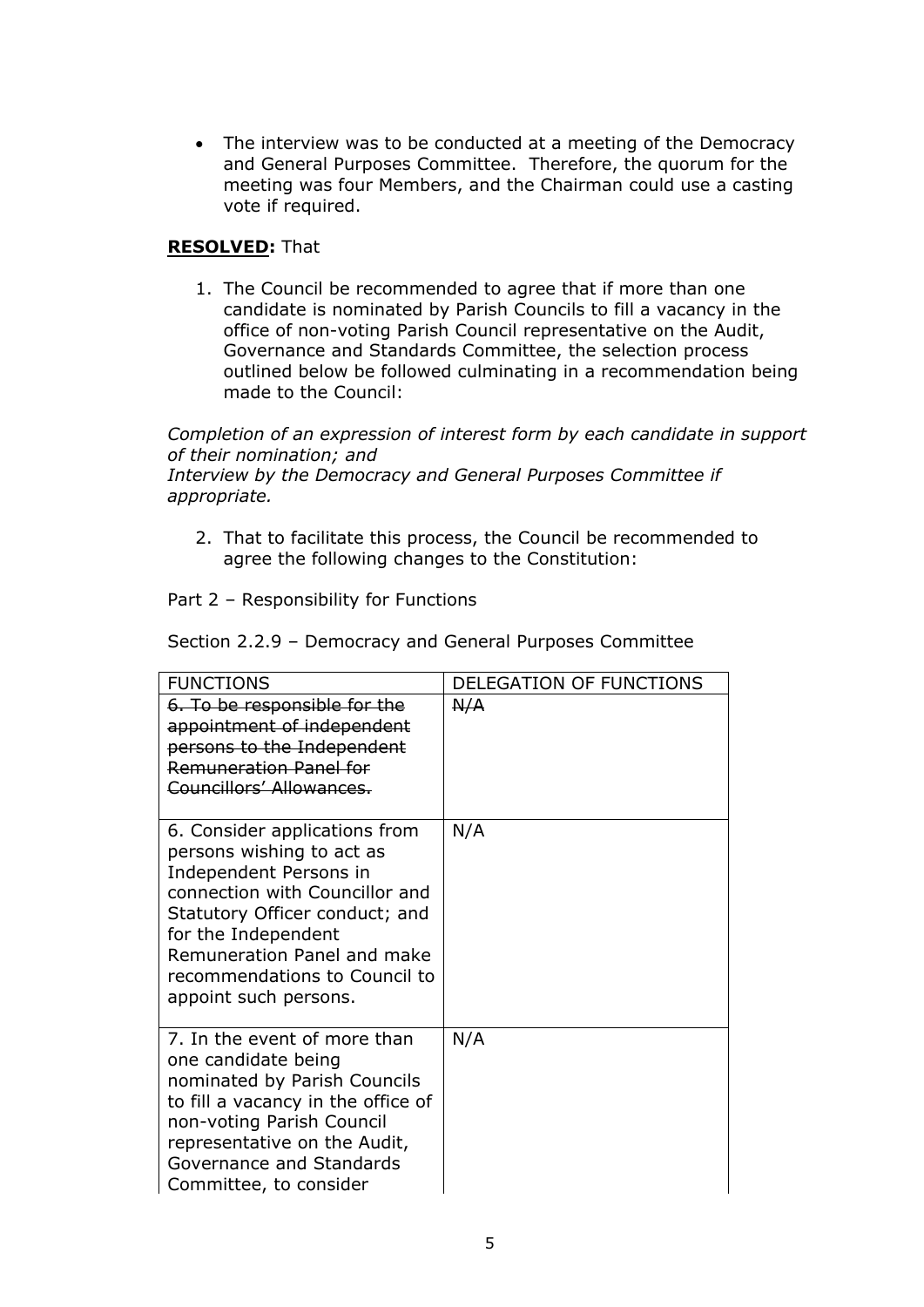- The interview was to be conducted at a meeting of the Democracy and General Purposes Committee. Therefore, the quorum for the meeting was four Members, and the Chairman could use a casting vote if required.

**RESOLVED:** That

1. The Council be recommended to agree that if more than one candidate is nominated by Parish Councils to fill a vacancy in the office of non-voting Parish Council representative on the Audit, Governance and Standards Committee, the selection process outlined below be followed culminating in a recommendation being made to the Council:

*Completion of an expression of interest form by each candidate in support of their nomination; and*
*Interview by the Democracy and General Purposes Committee if appropriate.*

2. That to facilitate this process, the Council be recommended to agree the following changes to the Constitution:

Part 2 – Responsibility for Functions

Section 2.2.9 – Democracy and General Purposes Committee

| FUNCTIONS | DELEGATION OF FUNCTIONS |
|---|---|
| ~~6. To be responsible for the appointment of independent persons to the Independent Remuneration Panel for Councillors' Allowances.~~ | ~~N/A~~ |
| 6. Consider applications from persons wishing to act as Independent Persons in connection with Councillor and Statutory Officer conduct; and for the Independent Remuneration Panel and make recommendations to Council to appoint such persons. | N/A |
| 7. In the event of more than one candidate being nominated by Parish Councils to fill a vacancy in the office of non-voting Parish Council representative on the Audit, Governance and Standards Committee, to consider | N/A |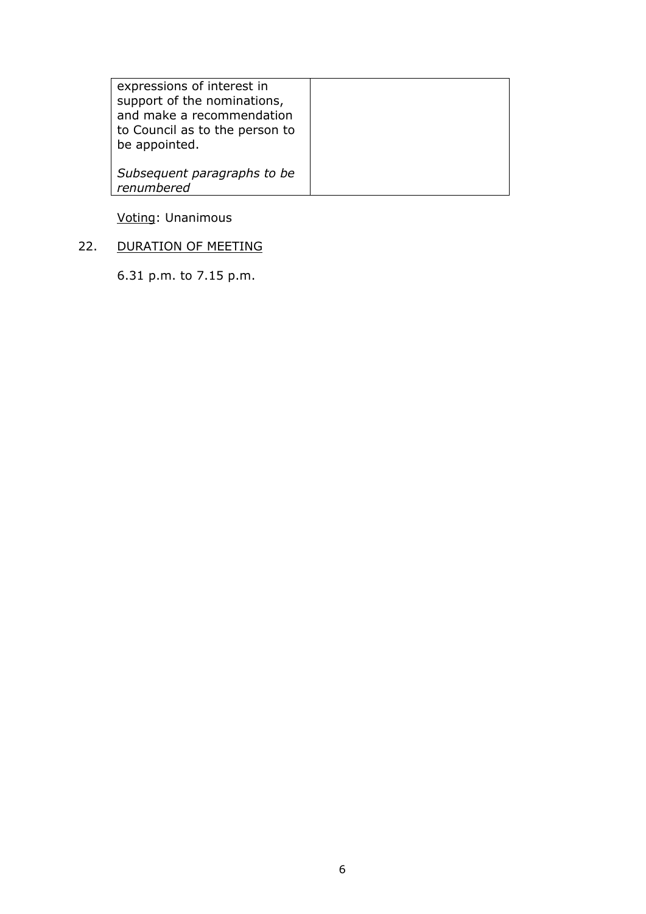| | |
|---|---|
| expressions of interest in support of the nominations, and make a recommendation to Council as to the person to be appointed.<br><br>*Subsequent paragraphs to be renumbered* | |

Voting: Unanimous

22. DURATION OF MEETING

6.31 p.m. to 7.15 p.m.